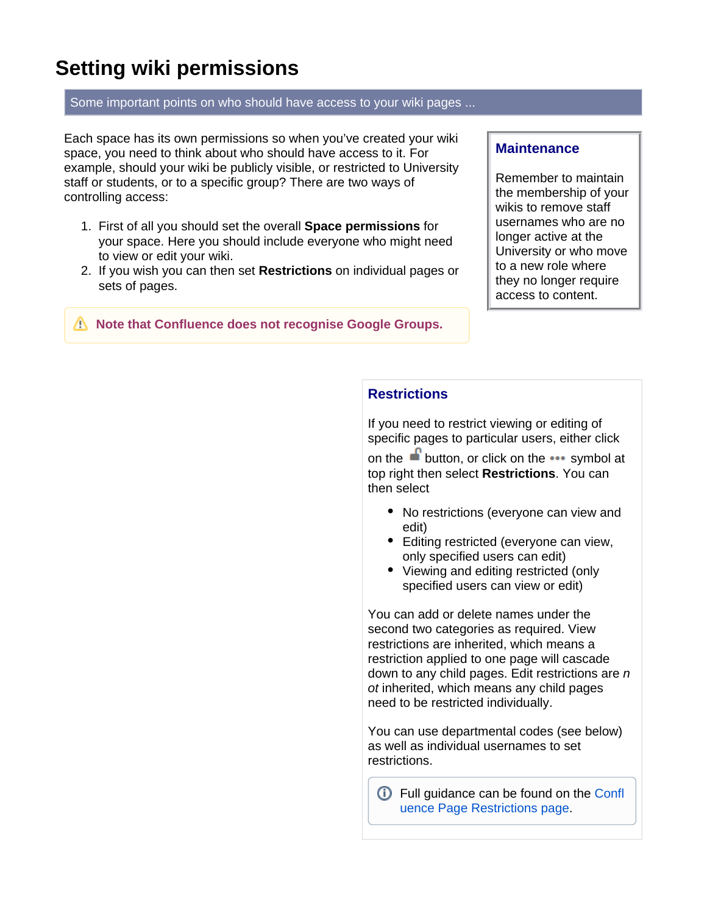# Setting wiki permissions

Some important points on who should have access to your wiki pages ...

Each space has its own permissions so when you've created your wiki space, you need to think about who should have access to it. For example, should your wiki be publicly visible, or restricted to University staff or students, or to a specific group? There are two ways of controlling access:

1. First of all you should set the overall **Space permissions** for your space. Here you should include everyone who might need to view or edit your wiki.
2. If you wish you can then set **Restrictions** on individual pages or sets of pages.

**Note that Confluence does not recognise Google Groups.**

## Maintenance

Remember to maintain the membership of your wikis to remove staff usernames who are no longer active at the University or who move to a new role where they no longer require access to content.

## Restrictions

If you need to restrict viewing or editing of specific pages to particular users, either click on the button, or click on the ••• symbol at top right then select **Restrictions**. You can then select

- No restrictions (everyone can view and edit)
- Editing restricted (everyone can view, only specified users can edit)
- Viewing and editing restricted (only specified users can view or edit)

You can add or delete names under the second two categories as required. View restrictions are inherited, which means a restriction applied to one page will cascade down to any child pages. Edit restrictions are *not* inherited, which means any child pages need to be restricted individually.

You can use departmental codes (see below) as well as individual usernames to set restrictions.

Full guidance can be found on the Confluence Page Restrictions page.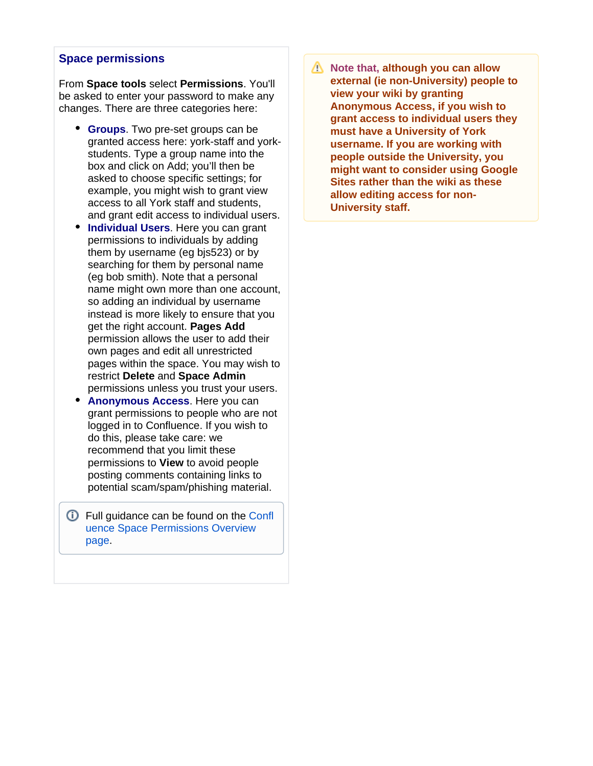## Space permissions

From **Space tools** select **Permissions**. You'll be asked to enter your password to make any changes. There are three categories here:

- **Groups**. Two pre-set groups can be granted access here: york-staff and york-students. Type a group name into the box and click on Add; you'll then be asked to choose specific settings; for example, you might wish to grant view access to all York staff and students, and grant edit access to individual users.
- **Individual Users**. Here you can grant permissions to individuals by adding them by username (eg bjs523) or by searching for them by personal name (eg bob smith). Note that a personal name might own more than one account, so adding an individual by username instead is more likely to ensure that you get the right account. **Pages Add** permission allows the user to add their own pages and edit all unrestricted pages within the space. You may wish to restrict **Delete** and **Space Admin** permissions unless you trust your users.
- **Anonymous Access**. Here you can grant permissions to people who are not logged in to Confluence. If you wish to do this, please take care: we recommend that you limit these permissions to **View** to avoid people posting comments containing links to potential scam/spam/phishing material.

> Full guidance can be found on the Confluence Space Permissions Overview page.

> **Note that, although you can allow external (ie non-University) people to view your wiki by granting Anonymous Access, if you wish to grant access to individual users they must have a University of York username. If you are working with people outside the University, you might want to consider using Google Sites rather than the wiki as these allow editing access for non-University staff.**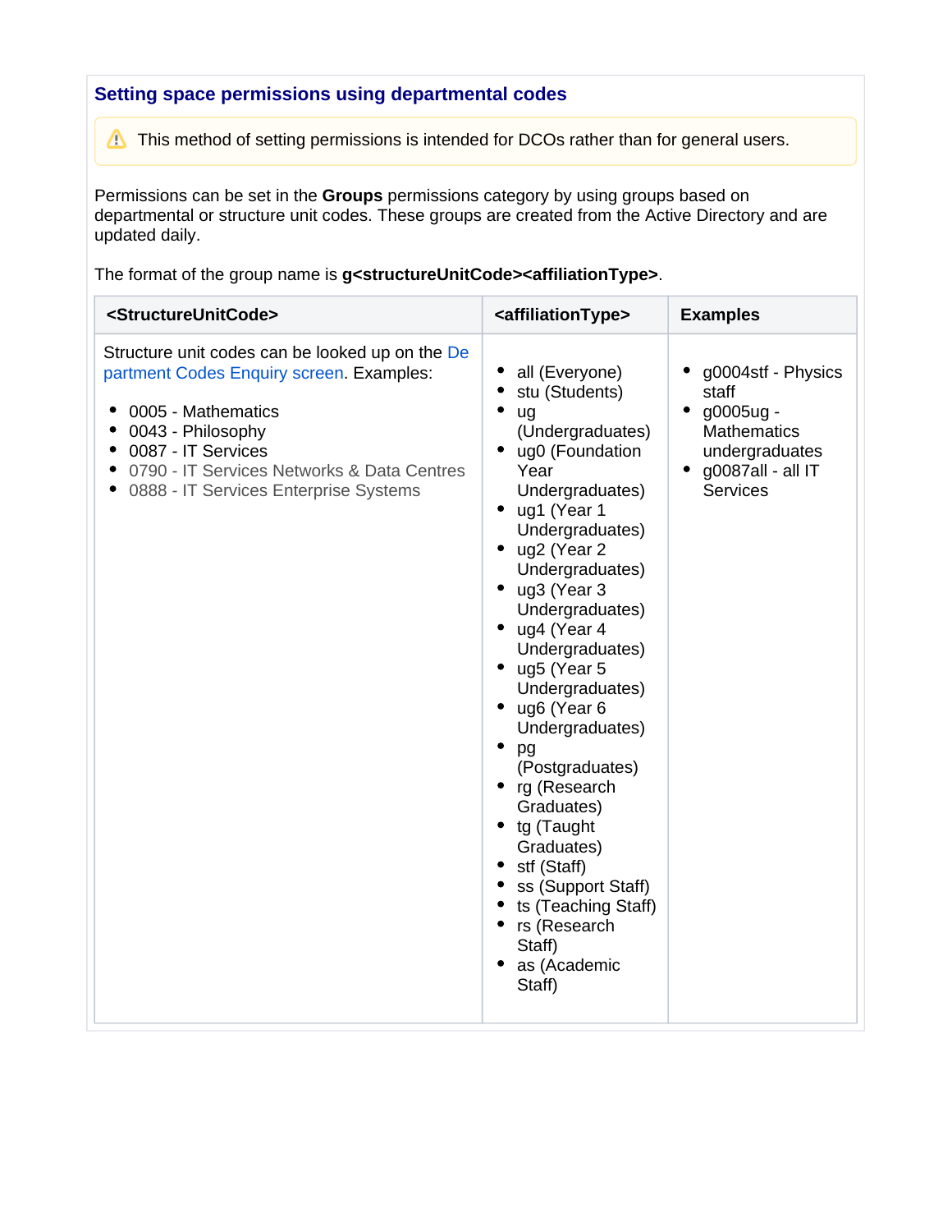## Setting space permissions using departmental codes

⚠ This method of setting permissions is intended for DCOs rather than for general users.

Permissions can be set in the **Groups** permissions category by using groups based on departmental or structure unit codes. These groups are created from the Active Directory and are updated daily.

The format of the group name is **g<structureUnitCode><affiliationType>**.

| <StructureUnitCode> | <affiliationType> | Examples |
|---|---|---|
| Structure unit codes can be looked up on the Department Codes Enquiry screen. Examples:<br><br>• 0005 - Mathematics<br>• 0043 - Philosophy<br>• 0087 - IT Services<br>• 0790 - IT Services Networks & Data Centres<br>• 0888 - IT Services Enterprise Systems | • all (Everyone)<br>• stu (Students)<br>• ug (Undergraduates)<br>• ug0 (Foundation Year Undergraduates)<br>• ug1 (Year 1 Undergraduates)<br>• ug2 (Year 2 Undergraduates)<br>• ug3 (Year 3 Undergraduates)<br>• ug4 (Year 4 Undergraduates)<br>• ug5 (Year 5 Undergraduates)<br>• ug6 (Year 6 Undergraduates)<br>• pg (Postgraduates)<br>• rg (Research Graduates)<br>• tg (Taught Graduates)<br>• stf (Staff)<br>• ss (Support Staff)<br>• ts (Teaching Staff)<br>• rs (Research Staff)<br>• as (Academic Staff) | • g0004stf - Physics staff<br>• g0005ug - Mathematics undergraduates<br>• g0087all - all IT Services |